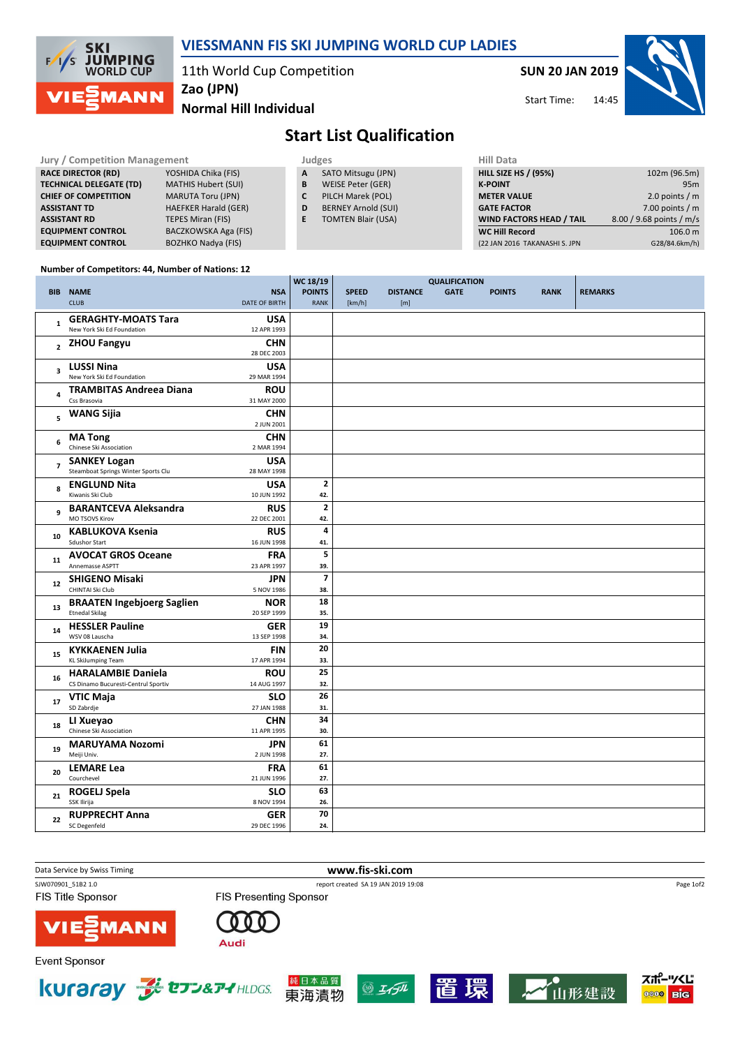# VIESSMANN FIS SKI JUMPING WORLD CUP LADIES

11th World Cup Competition
Zao (JPN)
Normal Hill Individual

**SUN 20 JAN 2019**
Start Time: 14:45

## Start List Qualification

| Jury / Competition Management | |
|---|---|
| RACE DIRECTOR (RD) | YOSHIDA Chika (FIS) |
| TECHNICAL DELEGATE (TD) | MATHIS Hubert (SUI) |
| CHIEF OF COMPETITION | MARUTA Toru (JPN) |
| ASSISTANT TD | HAEFKER Harald (GER) |
| ASSISTANT RD | TEPES Miran (FIS) |
| EQUIPMENT CONTROL | BACZKOWSKA Aga (FIS) |
| EQUIPMENT CONTROL | BOZHKO Nadya (FIS) |

| Judges | |
|---|---|
| A | SATO Mitsugu (JPN) |
| B | WEISE Peter (GER) |
| C | PILCH Marek (POL) |
| D | BERNEY Arnold (SUI) |
| E | TOMTEN Blair (USA) |

| Hill Data | |
|---|---|
| HILL SIZE HS / (95%) | 102m (96.5m) |
| K-POINT | 95m |
| METER VALUE | 2.0 points / m |
| GATE FACTOR | 7.00 points / m |
| WIND FACTORS HEAD / TAIL | 8.00 / 9.68 points / m/s |
| WC Hill Record | 106.0 m |
| (22 JAN 2016 TAKANASHI S. JPN | G28/84.6km/h) |

Number of Competitors: 44, Number of Nations: 12

| BIB | NAME / CLUB | NSA / DATE OF BIRTH | WC 18/19 POINTS / RANK | SPEED [km/h] | DISTANCE [m] | GATE | POINTS | RANK | REMARKS |
|---|---|---|---|---|---|---|---|---|---|
| 1 | GERAGHTY-MOATS Tara / New York Ski Ed Foundation | USA / 12 APR 1993 | | | | | | | |
| 2 | ZHOU Fangyu | CHN / 28 DEC 2003 | | | | | | | |
| 3 | LUSSI Nina / New York Ski Ed Foundation | USA / 29 MAR 1994 | | | | | | | |
| 4 | TRAMBITAS Andreea Diana / Css Brasovia | ROU / 31 MAY 2000 | | | | | | | |
| 5 | WANG Sijia | CHN / 2 JUN 2001 | | | | | | | |
| 6 | MA Tong / Chinese Ski Association | CHN / 2 MAR 1994 | | | | | | | |
| 7 | SANKEY Logan / Steamboat Springs Winter Sports Clu | USA / 28 MAY 1998 | | | | | | | |
| 8 | ENGLUND Nita / Kiwanis Ski Club | USA / 10 JUN 1992 | 2 / 42. | | | | | | |
| 9 | BARANTCEVA Aleksandra / MO TSOVS Kirov | RUS / 22 DEC 2001 | 2 / 42. | | | | | | |
| 10 | KABLUKOVA Ksenia / Sdushor Start | RUS / 16 JUN 1998 | 4 / 41. | | | | | | |
| 11 | AVOCAT GROS Oceane / Annemasse ASPTT | FRA / 23 APR 1997 | 5 / 39. | | | | | | |
| 12 | SHIGENO Misaki / CHINTAI Ski Club | JPN / 5 NOV 1986 | 7 / 38. | | | | | | |
| 13 | BRAATEN Ingebjoerg Saglien / Etnedal Skilag | NOR / 20 SEP 1999 | 18 / 35. | | | | | | |
| 14 | HESSLER Pauline / WSV 08 Lauscha | GER / 13 SEP 1998 | 19 / 34. | | | | | | |
| 15 | KYKKAENEN Julia / KL SkiJumping Team | FIN / 17 APR 1994 | 20 / 33. | | | | | | |
| 16 | HARALAMBIE Daniela / CS Dinamo Bucuresti-Centrul Sportiv | ROU / 14 AUG 1997 | 25 / 32. | | | | | | |
| 17 | VTIC Maja / SD Zabrdje | SLO / 27 JAN 1988 | 26 / 31. | | | | | | |
| 18 | LI Xueyao / Chinese Ski Association | CHN / 11 APR 1995 | 34 / 30. | | | | | | |
| 19 | MARUYAMA Nozomi / Meiji Univ. | JPN / 2 JUN 1998 | 61 / 27. | | | | | | |
| 20 | LEMARE Lea / Courchevel | FRA / 21 JUN 1996 | 61 / 27. | | | | | | |
| 21 | ROGELJ Spela / SSK Ilirija | SLO / 8 NOV 1994 | 63 / 26. | | | | | | |
| 22 | RUPPRECHT Anna / SC Degenfeld | GER / 29 DEC 1996 | 70 / 24. | | | | | | |

Data Service by Swiss Timing — www.fis-ski.com
SJW070901_51B2 1.0 — report created SA 19 JAN 2019 19:08

FIS Title Sponsor: VIESSMANN — FIS Presenting Sponsor: Audi
Event Sponsor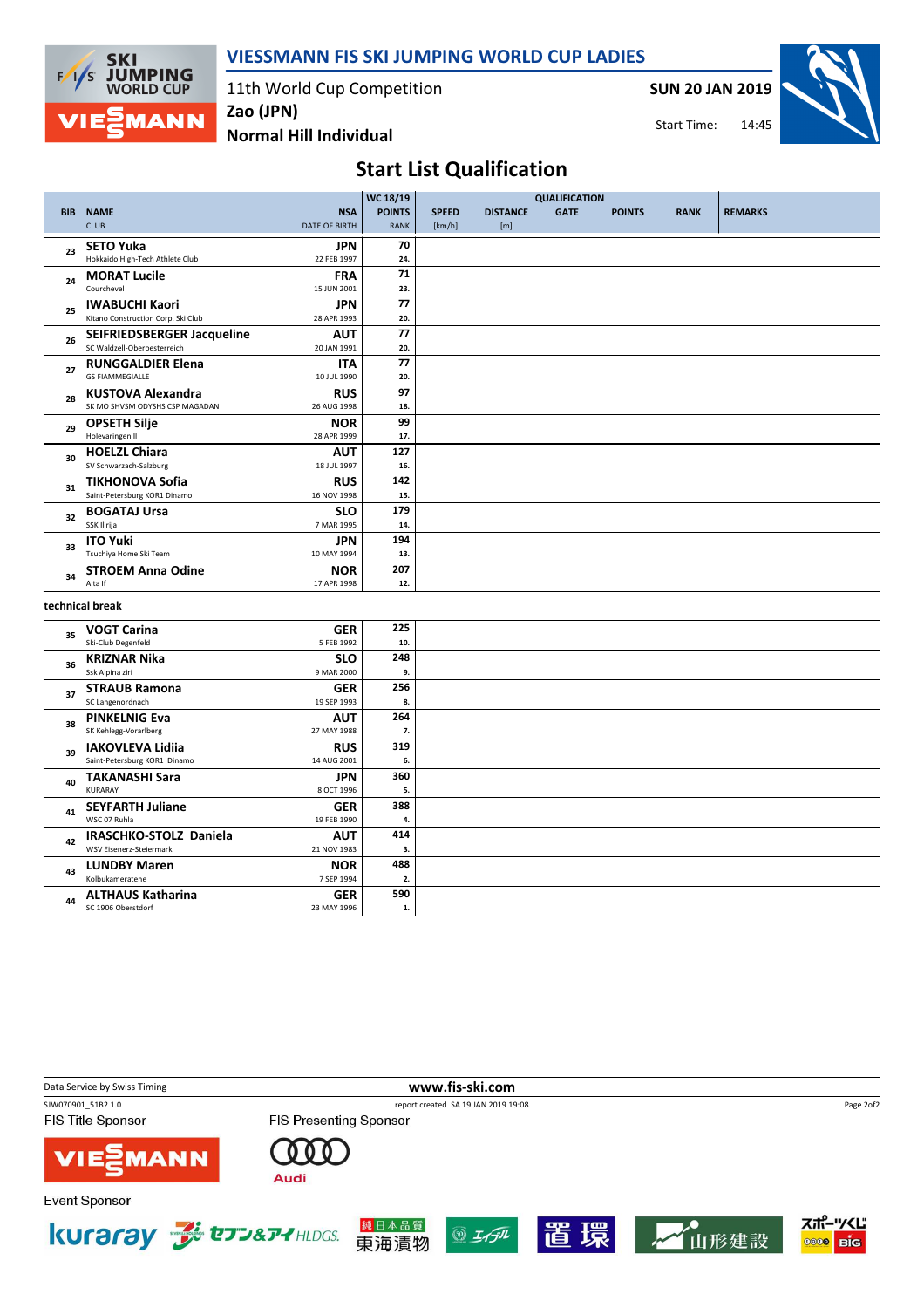# VIESSMANN FIS SKI JUMPING WORLD CUP LADIES

11th World Cup Competition
Zao (JPN)
Normal Hill Individual

**SUN 20 JAN 2019**
Start Time: 14:45

## Start List Qualification

| BIB | NAME / CLUB | NSA / DATE OF BIRTH | WC 18/19 POINTS | RANK | SPEED [km/h] | DISTANCE [m] | GATE | POINTS | RANK | REMARKS |
|---|---|---|---|---|---|---|---|---|---|---|
| 23 | **SETO Yuka** Hokkaido High-Tech Athlete Club | JPN 22 FEB 1997 | 70 | 24. | | | | | | |
| 24 | **MORAT Lucile** Courchevel | FRA 15 JUN 2001 | 71 | 23. | | | | | | |
| 25 | **IWABUCHI Kaori** Kitano Construction Corp. Ski Club | JPN 28 APR 1993 | 77 | 20. | | | | | | |
| 26 | **SEIFRIEDSBERGER Jacqueline** SC Waldzell-Oberoesterreich | AUT 20 JAN 1991 | 77 | 20. | | | | | | |
| 27 | **RUNGGALDIER Elena** GS FIAMMEGIALLE | ITA 10 JUL 1990 | 77 | 20. | | | | | | |
| 28 | **KUSTOVA Alexandra** SK MO SHVSM ODYSHS CSP MAGADAN | RUS 26 AUG 1998 | 97 | 18. | | | | | | |
| 29 | **OPSETH Silje** Holevaringen Il | NOR 28 APR 1999 | 99 | 17. | | | | | | |
| 30 | **HOELZL Chiara** SV Schwarzach-Salzburg | AUT 18 JUL 1997 | 127 | 16. | | | | | | |
| 31 | **TIKHONOVA Sofia** Saint-Petersburg KOR1 Dinamo | RUS 16 NOV 1998 | 142 | 15. | | | | | | |
| 32 | **BOGATAJ Ursa** SSK Ilirija | SLO 7 MAR 1995 | 179 | 14. | | | | | | |
| 33 | **ITO Yuki** Tsuchiya Home Ski Team | JPN 10 MAY 1994 | 194 | 13. | | | | | | |
| 34 | **STROEM Anna Odine** Alta If | NOR 17 APR 1998 | 207 | 12. | | | | | | |
| | **technical break** | | | | | | | | | |
| 35 | **VOGT Carina** Ski-Club Degenfeld | GER 5 FEB 1992 | 225 | 10. | | | | | | |
| 36 | **KRIZNAR Nika** Ssk Alpina ziri | SLO 9 MAR 2000 | 248 | 9. | | | | | | |
| 37 | **STRAUB Ramona** SC Langenordnach | GER 19 SEP 1993 | 256 | 8. | | | | | | |
| 38 | **PINKELNIG Eva** SK Kehlegg-Vorarlberg | AUT 27 MAY 1988 | 264 | 7. | | | | | | |
| 39 | **IAKOVLEVA Lidiia** Saint-Petersburg KOR1 Dinamo | RUS 14 AUG 2001 | 319 | 6. | | | | | | |
| 40 | **TAKANASHI Sara** KURARAY | JPN 8 OCT 1996 | 360 | 5. | | | | | | |
| 41 | **SEYFARTH Juliane** WSC 07 Ruhla | GER 19 FEB 1990 | 388 | 4. | | | | | | |
| 42 | **IRASCHKO-STOLZ Daniela** WSV Eisenerz-Steiermark | AUT 21 NOV 1983 | 414 | 3. | | | | | | |
| 43 | **LUNDBY Maren** Kolbukameratene | NOR 7 SEP 1994 | 488 | 2. | | | | | | |
| 44 | **ALTHAUS Katharina** SC 1906 Oberstdorf | GER 23 MAY 1996 | 590 | 1. | | | | | | |

Data Service by Swiss Timing — www.fis-ski.com

SJW070901_51B2 1.0 — report created SA 19 JAN 2019 19:08

FIS Title Sponsor: VIESSMANN
FIS Presenting Sponsor: Audi
Event Sponsor: kuraray, セブン&アイHLDGS., 純日本品質 東海漬物, エイジル, 道環, 山形建設, スポーツくじ BIG